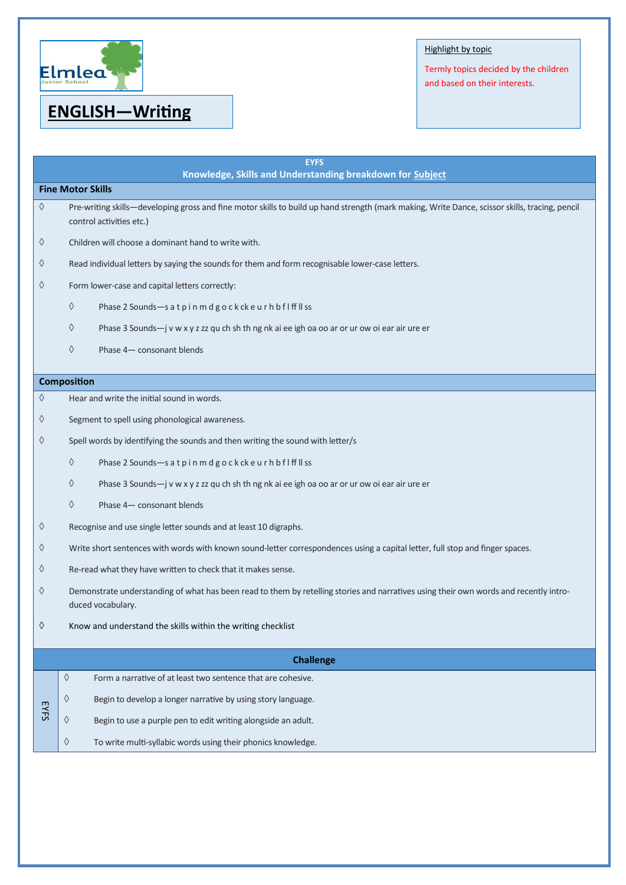# ENGLISH—Writing

Highlight by topic

Termly topics decided by the children and based on their interests.

## EYFS
## Knowledge, Skills and Understanding breakdown for Subject

### Fine Motor Skills

- ◊ Pre-writing skills—developing gross and fine motor skills to build up hand strength (mark making, Write Dance, scissor skills, tracing, pencil control activities etc.)
- ◊ Children will choose a dominant hand to write with.
- ◊ Read individual letters by saying the sounds for them and form recognisable lower-case letters.
- ◊ Form lower-case and capital letters correctly:
    - ◊ Phase 2 Sounds—s a t p i n m d g o c k ck e u r h b f l ff ll ss
    - ◊ Phase 3 Sounds—j v w x y z zz qu ch sh th ng nk ai ee igh oa oo ar or ur ow oi ear air ure er
    - ◊ Phase 4— consonant blends

### Composition

- ◊ Hear and write the initial sound in words.
- ◊ Segment to spell using phonological awareness.
- ◊ Spell words by identifying the sounds and then writing the sound with letter/s
    - ◊ Phase 2 Sounds—s a t p i n m d g o c k ck e u r h b f l ff ll ss
    - ◊ Phase 3 Sounds—j v w x y z zz qu ch sh th ng nk ai ee igh oa oo ar or ur ow oi ear air ure er
    - ◊ Phase 4— consonant blends
- ◊ Recognise and use single letter sounds and at least 10 digraphs.
- ◊ Write short sentences with words with known sound-letter correspondences using a capital letter, full stop and finger spaces.
- ◊ Re-read what they have written to check that it makes sense.
- ◊ Demonstrate understanding of what has been read to them by retelling stories and narratives using their own words and recently introduced vocabulary.
- ◊ Know and understand the skills within the writing checklist

### Challenge

| | |
|---|---|
| EYFS | ◊ Form a narrative of at least two sentence that are cohesive.<br>◊ Begin to develop a longer narrative by using story language.<br>◊ Begin to use a purple pen to edit writing alongside an adult.<br>◊ To write multi-syllabic words using their phonics knowledge. |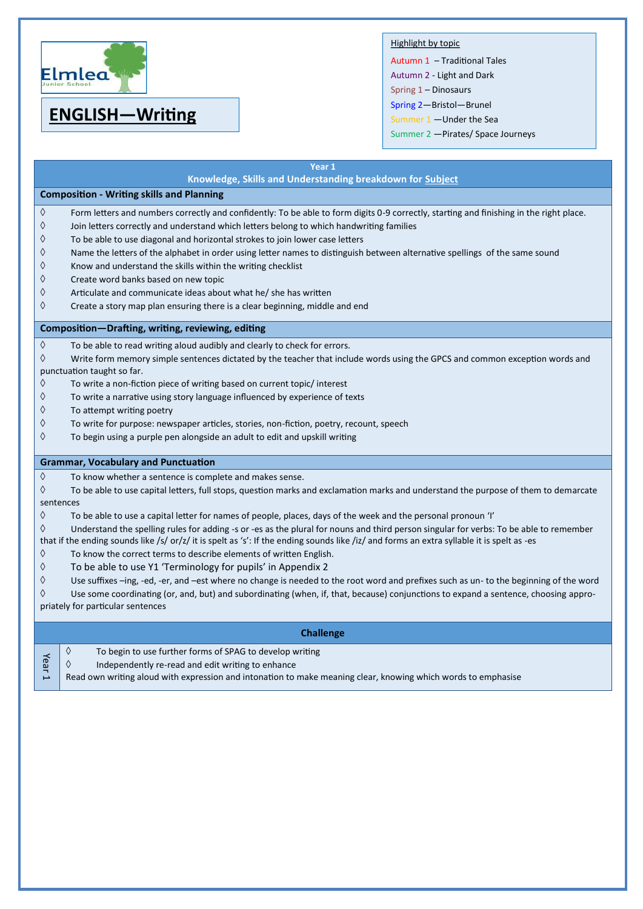Elmlea Junior School

# ENGLISH—Writing

Highlight by topic

- Autumn 1 – Traditional Tales
- Autumn 2 - Light and Dark
- Spring 1 – Dinosaurs
- Spring 2—Bristol—Brunel
- Summer 1 —Under the Sea
- Summer 2 —Pirates/ Space Journeys

## Year 1

### Knowledge, Skills and Understanding breakdown for Subject

#### Composition - Writing skills and Planning

- ◊ Form letters and numbers correctly and confidently: To be able to form digits 0-9 correctly, starting and finishing in the right place.
- ◊ Join letters correctly and understand which letters belong to which handwriting families
- ◊ To be able to use diagonal and horizontal strokes to join lower case letters
- ◊ Name the letters of the alphabet in order using letter names to distinguish between alternative spellings of the same sound
- ◊ Know and understand the skills within the writing checklist
- ◊ Create word banks based on new topic
- ◊ Articulate and communicate ideas about what he/ she has written
- ◊ Create a story map plan ensuring there is a clear beginning, middle and end

#### Composition—Drafting, writing, reviewing, editing

- ◊ To be able to read writing aloud audibly and clearly to check for errors.
- ◊ Write form memory simple sentences dictated by the teacher that include words using the GPCS and common exception words and punctuation taught so far.
- ◊ To write a non-fiction piece of writing based on current topic/ interest
- ◊ To write a narrative using story language influenced by experience of texts
- ◊ To attempt writing poetry
- ◊ To write for purpose: newspaper articles, stories, non-fiction, poetry, recount, speech
- ◊ To begin using a purple pen alongside an adult to edit and upskill writing

#### Grammar, Vocabulary and Punctuation

- ◊ To know whether a sentence is complete and makes sense.
- ◊ To be able to use capital letters, full stops, question marks and exclamation marks and understand the purpose of them to demarcate sentences
- ◊ To be able to use a capital letter for names of people, places, days of the week and the personal pronoun 'I'
- ◊ Understand the spelling rules for adding -s or -es as the plural for nouns and third person singular for verbs: To be able to remember that if the ending sounds like /s/ or/z/ it is spelt as 's': If the ending sounds like /iz/ and forms an extra syllable it is spelt as -es
- ◊ To know the correct terms to describe elements of written English.
- ◊ To be able to use Y1 'Terminology for pupils' in Appendix 2
- ◊ Use suffixes –ing, -ed, -er, and –est where no change is needed to the root word and prefixes such as un- to the beginning of the word
- ◊ Use some coordinating (or, and, but) and subordinating (when, if, that, because) conjunctions to expand a sentence, choosing appropriately for particular sentences

### Challenge

**Year 1**

- ◊ To begin to use further forms of SPAG to develop writing
- ◊ Independently re-read and edit writing to enhance

Read own writing aloud with expression and intonation to make meaning clear, knowing which words to emphasise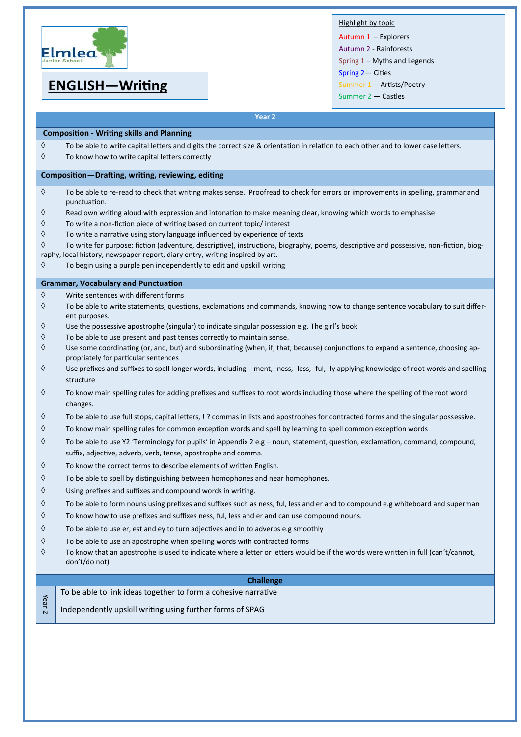Elmlea Junior School

# ENGLISH—Writing

Highlight by topic

- Autumn 1 – Explorers
- Autumn 2 - Rainforests
- Spring 1 – Myths and Legends
- Spring 2— Cities
- Summer 1 —Artists/Poetry
- Summer 2 — Castles

## Year 2

### Composition - Writing skills and Planning

- ◊ To be able to write capital letters and digits the correct size & orientation in relation to each other and to lower case letters.
- ◊ To know how to write capital letters correctly

### Composition—Drafting, writing, reviewing, editing

- ◊ To be able to re-read to check that writing makes sense. Proofread to check for errors or improvements in spelling, grammar and punctuation.
- ◊ Read own writing aloud with expression and intonation to make meaning clear, knowing which words to emphasise
- ◊ To write a non-fiction piece of writing based on current topic/ interest
- ◊ To write a narrative using story language influenced by experience of texts
- ◊ To write for purpose: fiction (adventure, descriptive), instructions, biography, poems, descriptive and possessive, non-fiction, biography, local history, newspaper report, diary entry, writing inspired by art.
- ◊ To begin using a purple pen independently to edit and upskill writing

### Grammar, Vocabulary and Punctuation

- ◊ Write sentences with different forms
- ◊ To be able to write statements, questions, exclamations and commands, knowing how to change sentence vocabulary to suit different purposes.
- ◊ Use the possessive apostrophe (singular) to indicate singular possession e.g. The girl's book
- ◊ To be able to use present and past tenses correctly to maintain sense.
- ◊ Use some coordinating (or, and, but) and subordinating (when, if, that, because) conjunctions to expand a sentence, choosing appropriately for particular sentences
- ◊ Use prefixes and suffixes to spell longer words, including –ment, -ness, -less, -ful, -ly applying knowledge of root words and spelling structure
- ◊ To know main spelling rules for adding prefixes and suffixes to root words including those where the spelling of the root word changes.
- ◊ To be able to use full stops, capital letters, ! ? commas in lists and apostrophes for contracted forms and the singular possessive.
- ◊ To know main spelling rules for common exception words and spell by learning to spell common exception words
- ◊ To be able to use Y2 'Terminology for pupils' in Appendix 2 e.g – noun, statement, question, exclamation, command, compound, suffix, adjective, adverb, verb, tense, apostrophe and comma.
- ◊ To know the correct terms to describe elements of written English.
- ◊ To be able to spell by distinguishing between homophones and near homophones.
- ◊ Using prefixes and suffixes and compound words in writing.
- ◊ To be able to form nouns using prefixes and suffixes such as ness, ful, less and er and to compound e.g whiteboard and superman
- ◊ To know how to use prefixes and suffixes ness, ful, less and er and can use compound nouns.
- ◊ To be able to use er, est and ey to turn adjectives and in to adverbs e.g smoothly
- ◊ To be able to use an apostrophe when spelling words with contracted forms
- ◊ To know that an apostrophe is used to indicate where a letter or letters would be if the words were written in full (can't/cannot, don't/do not)

### Challenge

| | |
|---|---|
| Year 2 | To be able to link ideas together to form a cohesive narrative<br>Independently upskill writing using further forms of SPAG |